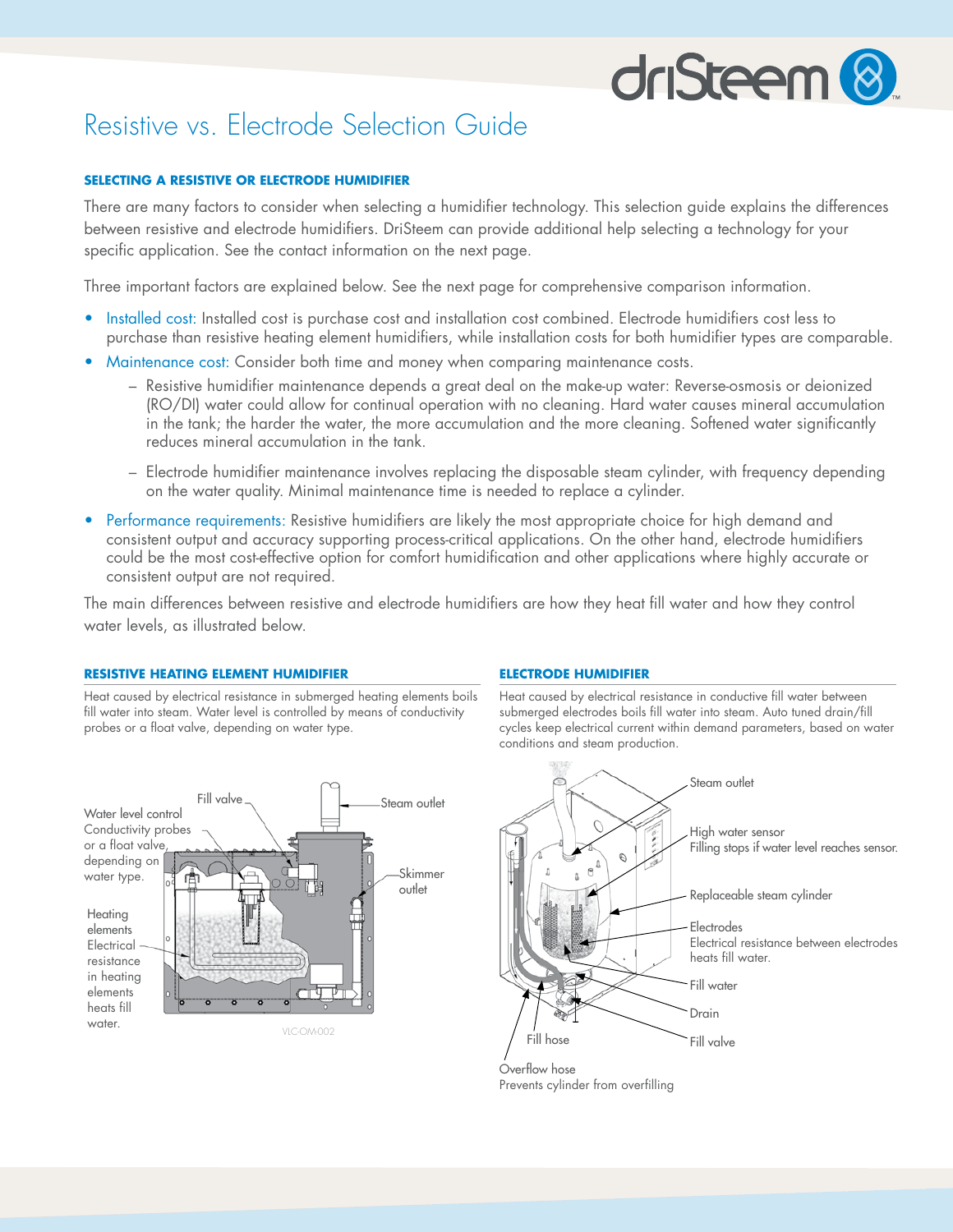# Resistive vs. Electrode Selection Guide

### SELECTING A RESISTIVE OR ELECTRODE HUMIDIFIER

There are many factors to consider when selecting a humidifier technology. This selection guide explains the differences between resistive and electrode humidifiers. DriSteem can provide additional help selecting a technology for your specific application. See the contact information on the next page.

Three important factors are explained below. See the next page for comprehensive comparison information.

- Installed cost: Installed cost is purchase cost and installation cost combined. Electrode humidifiers cost less to purchase than resistive heating element humidifiers, while installation costs for both humidifier types are comparable.
- Maintenance cost: Consider both time and money when comparing maintenance costs.
  - Resistive humidifier maintenance depends a great deal on the make-up water: Reverse-osmosis or deionized (RO/DI) water could allow for continual operation with no cleaning. Hard water causes mineral accumulation in the tank; the harder the water, the more accumulation and the more cleaning. Softened water significantly reduces mineral accumulation in the tank.
  - Electrode humidifier maintenance involves replacing the disposable steam cylinder, with frequency depending on the water quality. Minimal maintenance time is needed to replace a cylinder.
- Performance requirements: Resistive humidifiers are likely the most appropriate choice for high demand and consistent output and accuracy supporting process-critical applications. On the other hand, electrode humidifiers could be the most cost-effective option for comfort humidification and other applications where highly accurate or consistent output are not required.

The main differences between resistive and electrode humidifiers are how they heat fill water and how they control water levels, as illustrated below.

### RESISTIVE HEATING ELEMENT HUMIDIFIER

Heat caused by electrical resistance in submerged heating elements boils fill water into steam. Water level is controlled by means of conductivity probes or a float valve, depending on water type.

Fill valve

Steam outlet

Water level control: Conductivity probes or a float valve, depending on water type.

Skimmer outlet

Heating elements: Electrical resistance in heating elements heats fill water.

VLC-OM-002

### ELECTRODE HUMIDIFIER

Heat caused by electrical resistance in conductive fill water between submerged electrodes boils fill water into steam. Auto tuned drain/fill cycles keep electrical current within demand parameters, based on water conditions and steam production.

Steam outlet

High water sensor: Filling stops if water level reaches sensor.

Replaceable steam cylinder

Electrodes: Electrical resistance between electrodes heats fill water.

Fill water

Drain

Fill valve

Fill hose

Overflow hose: Prevents cylinder from overfilling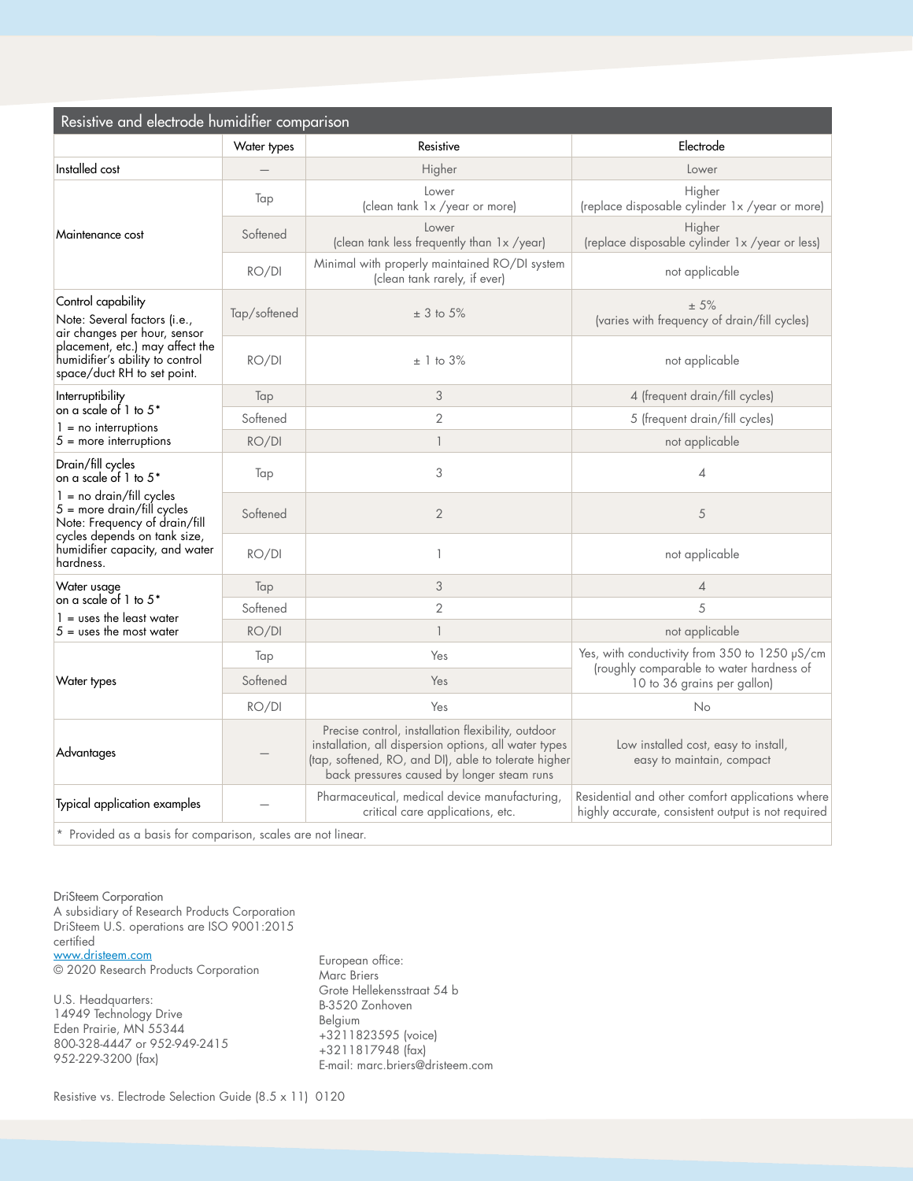## Resistive and electrode humidifier comparison

| | Water types | Resistive | Electrode |
|---|---|---|---|
| Installed cost | — | Higher | Lower |
| Maintenance cost | Tap | Lower (clean tank 1x /year or more) | Higher (replace disposable cylinder 1x /year or more) |
| | Softened | Lower (clean tank less frequently than 1x /year) | Higher (replace disposable cylinder 1x /year or less) |
| | RO/DI | Minimal with properly maintained RO/DI system (clean tank rarely, if ever) | not applicable |
| Control capability<br>Note: Several factors (i.e., air changes per hour, sensor placement, etc.) may affect the humidifier's ability to control space/duct RH to set point. | Tap/softened | ± 3 to 5% | ± 5% (varies with frequency of drain/fill cycles) |
| | RO/DI | ± 1 to 3% | not applicable |
| Interruptibility on a scale of 1 to 5*<br>1 = no interruptions<br>5 = more interruptions | Tap | 3 | 4 (frequent drain/fill cycles) |
| | Softened | 2 | 5 (frequent drain/fill cycles) |
| | RO/DI | 1 | not applicable |
| Drain/fill cycles on a scale of 1 to 5*<br>1 = no drain/fill cycles<br>5 = more drain/fill cycles<br>Note: Frequency of drain/fill cycles depends on tank size, humidifier capacity, and water hardness. | Tap | 3 | 4 |
| | Softened | 2 | 5 |
| | RO/DI | 1 | not applicable |
| Water usage on a scale of 1 to 5*<br>1 = uses the least water<br>5 = uses the most water | Tap | 3 | 4 |
| | Softened | 2 | 5 |
| | RO/DI | 1 | not applicable |
| Water types | Tap | Yes | Yes, with conductivity from 350 to 1250 μS/cm (roughly comparable to water hardness of 10 to 36 grains per gallon) |
| | Softened | Yes | |
| | RO/DI | Yes | No |
| Advantages | — | Precise control, installation flexibility, outdoor installation, all dispersion options, all water types (tap, softened, RO, and DI), able to tolerate higher back pressures caused by longer steam runs | Low installed cost, easy to install, easy to maintain, compact |
| Typical application examples | — | Pharmaceutical, medical device manufacturing, critical care applications, etc. | Residential and other comfort applications where highly accurate, consistent output is not required |

* Provided as a basis for comparison, scales are not linear.

DriSteem Corporation
A subsidiary of Research Products Corporation
DriSteem U.S. operations are ISO 9001:2015 certified
www.dristeem.com
© 2020 Research Products Corporation

U.S. Headquarters:
14949 Technology Drive
Eden Prairie, MN 55344
800-328-4447 or 952-949-2415
952-229-3200 (fax)

European office:
Marc Briers
Grote Hellekensstraat 54 b
B-3520 Zonhoven
Belgium
+3211823595 (voice)
+3211817948 (fax)
E-mail: marc.briers@dristeem.com

Resistive vs. Electrode Selection Guide (8.5 x 11) 0120